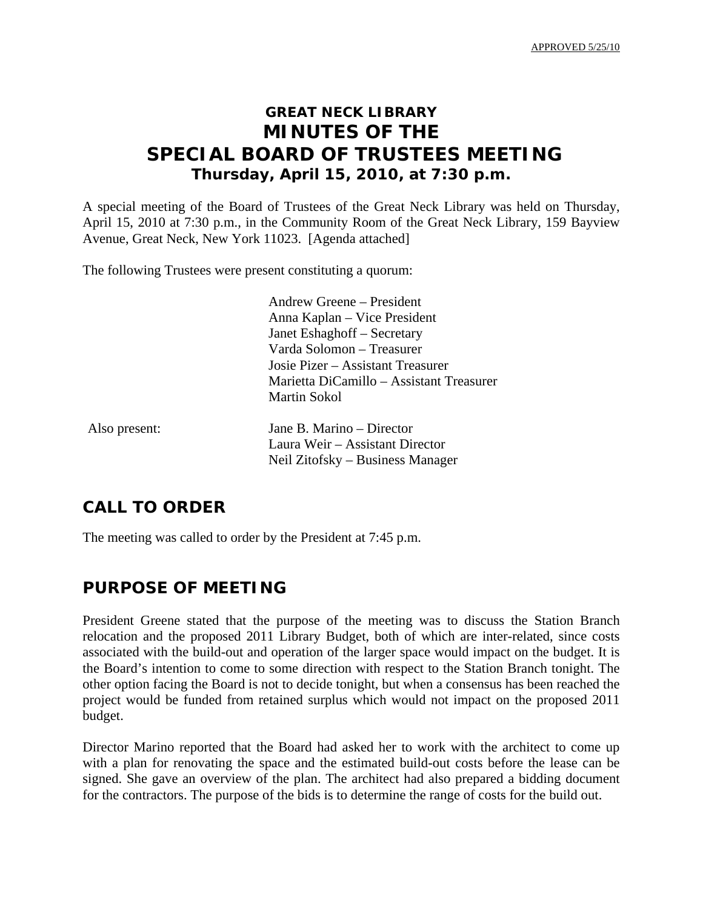APPROVED 5/25/10

# GREAT NECK LIBRARY
# MINUTES OF THE
# SPECIAL BOARD OF TRUSTEES MEETING
### Thursday, April 15, 2010, at 7:30 p.m.

A special meeting of the Board of Trustees of the Great Neck Library was held on Thursday, April 15, 2010 at 7:30 p.m., in the Community Room of the Great Neck Library, 159 Bayview Avenue, Great Neck, New York 11023. [Agenda attached]

The following Trustees were present constituting a quorum:

Andrew Greene – President
Anna Kaplan – Vice President
Janet Eshaghoff – Secretary
Varda Solomon – Treasurer
Josie Pizer – Assistant Treasurer
Marietta DiCamillo – Assistant Treasurer
Martin Sokol

Also present:

Jane B. Marino – Director
Laura Weir – Assistant Director
Neil Zitofsky – Business Manager

## CALL TO ORDER

The meeting was called to order by the President at 7:45 p.m.

## PURPOSE OF MEETING

President Greene stated that the purpose of the meeting was to discuss the Station Branch relocation and the proposed 2011 Library Budget, both of which are inter-related, since costs associated with the build-out and operation of the larger space would impact on the budget. It is the Board's intention to come to some direction with respect to the Station Branch tonight. The other option facing the Board is not to decide tonight, but when a consensus has been reached the project would be funded from retained surplus which would not impact on the proposed 2011 budget.

Director Marino reported that the Board had asked her to work with the architect to come up with a plan for renovating the space and the estimated build-out costs before the lease can be signed. She gave an overview of the plan. The architect had also prepared a bidding document for the contractors. The purpose of the bids is to determine the range of costs for the build out.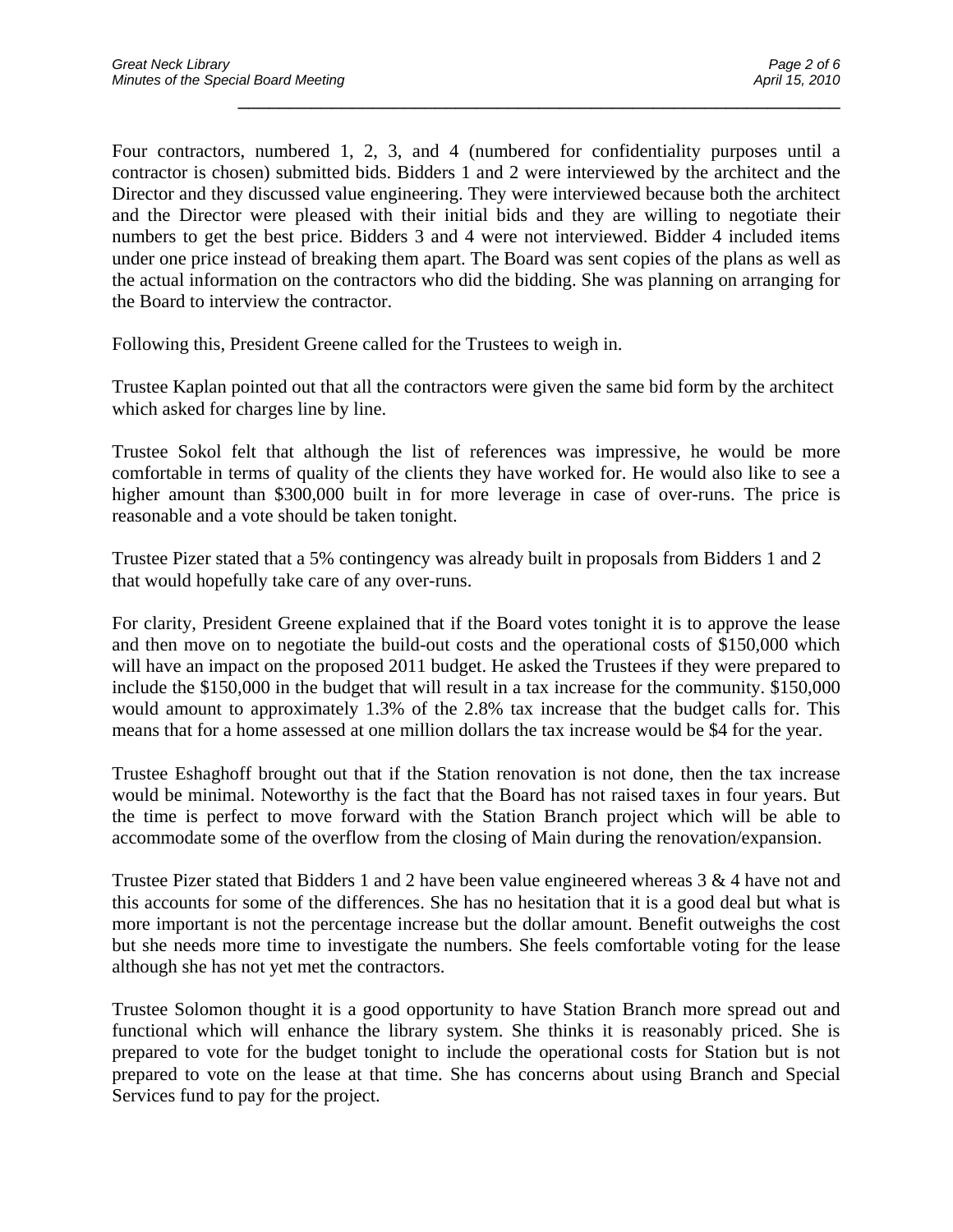Four contractors, numbered 1, 2, 3, and 4 (numbered for confidentiality purposes until a contractor is chosen) submitted bids. Bidders 1 and 2 were interviewed by the architect and the Director and they discussed value engineering. They were interviewed because both the architect and the Director were pleased with their initial bids and they are willing to negotiate their numbers to get the best price. Bidders 3 and 4 were not interviewed. Bidder 4 included items under one price instead of breaking them apart. The Board was sent copies of the plans as well as the actual information on the contractors who did the bidding. She was planning on arranging for the Board to interview the contractor.

Following this, President Greene called for the Trustees to weigh in.

Trustee Kaplan pointed out that all the contractors were given the same bid form by the architect which asked for charges line by line.

Trustee Sokol felt that although the list of references was impressive, he would be more comfortable in terms of quality of the clients they have worked for. He would also like to see a higher amount than $300,000 built in for more leverage in case of over-runs. The price is reasonable and a vote should be taken tonight.

Trustee Pizer stated that a 5% contingency was already built in proposals from Bidders 1 and 2 that would hopefully take care of any over-runs.

For clarity, President Greene explained that if the Board votes tonight it is to approve the lease and then move on to negotiate the build-out costs and the operational costs of $150,000 which will have an impact on the proposed 2011 budget. He asked the Trustees if they were prepared to include the $150,000 in the budget that will result in a tax increase for the community. $150,000 would amount to approximately 1.3% of the 2.8% tax increase that the budget calls for. This means that for a home assessed at one million dollars the tax increase would be $4 for the year.

Trustee Eshaghoff brought out that if the Station renovation is not done, then the tax increase would be minimal. Noteworthy is the fact that the Board has not raised taxes in four years. But the time is perfect to move forward with the Station Branch project which will be able to accommodate some of the overflow from the closing of Main during the renovation/expansion.

Trustee Pizer stated that Bidders 1 and 2 have been value engineered whereas 3 & 4 have not and this accounts for some of the differences. She has no hesitation that it is a good deal but what is more important is not the percentage increase but the dollar amount. Benefit outweighs the cost but she needs more time to investigate the numbers. She feels comfortable voting for the lease although she has not yet met the contractors.

Trustee Solomon thought it is a good opportunity to have Station Branch more spread out and functional which will enhance the library system. She thinks it is reasonably priced. She is prepared to vote for the budget tonight to include the operational costs for Station but is not prepared to vote on the lease at that time. She has concerns about using Branch and Special Services fund to pay for the project.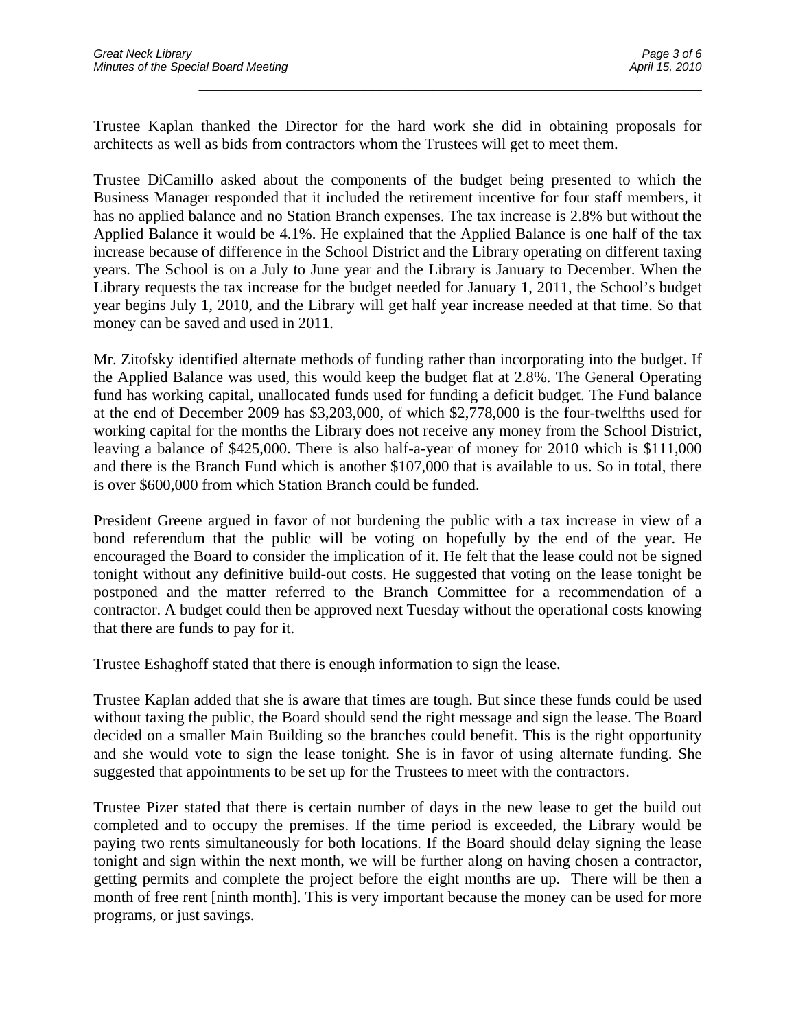Trustee Kaplan thanked the Director for the hard work she did in obtaining proposals for architects as well as bids from contractors whom the Trustees will get to meet them.

Trustee DiCamillo asked about the components of the budget being presented to which the Business Manager responded that it included the retirement incentive for four staff members, it has no applied balance and no Station Branch expenses. The tax increase is 2.8% but without the Applied Balance it would be 4.1%. He explained that the Applied Balance is one half of the tax increase because of difference in the School District and the Library operating on different taxing years. The School is on a July to June year and the Library is January to December. When the Library requests the tax increase for the budget needed for January 1, 2011, the School's budget year begins July 1, 2010, and the Library will get half year increase needed at that time. So that money can be saved and used in 2011.

Mr. Zitofsky identified alternate methods of funding rather than incorporating into the budget. If the Applied Balance was used, this would keep the budget flat at 2.8%. The General Operating fund has working capital, unallocated funds used for funding a deficit budget. The Fund balance at the end of December 2009 has $3,203,000, of which $2,778,000 is the four-twelfths used for working capital for the months the Library does not receive any money from the School District, leaving a balance of $425,000. There is also half-a-year of money for 2010 which is $111,000 and there is the Branch Fund which is another $107,000 that is available to us. So in total, there is over $600,000 from which Station Branch could be funded.

President Greene argued in favor of not burdening the public with a tax increase in view of a bond referendum that the public will be voting on hopefully by the end of the year. He encouraged the Board to consider the implication of it. He felt that the lease could not be signed tonight without any definitive build-out costs. He suggested that voting on the lease tonight be postponed and the matter referred to the Branch Committee for a recommendation of a contractor. A budget could then be approved next Tuesday without the operational costs knowing that there are funds to pay for it.

Trustee Eshaghoff stated that there is enough information to sign the lease.

Trustee Kaplan added that she is aware that times are tough. But since these funds could be used without taxing the public, the Board should send the right message and sign the lease. The Board decided on a smaller Main Building so the branches could benefit. This is the right opportunity and she would vote to sign the lease tonight. She is in favor of using alternate funding. She suggested that appointments to be set up for the Trustees to meet with the contractors.

Trustee Pizer stated that there is certain number of days in the new lease to get the build out completed and to occupy the premises. If the time period is exceeded, the Library would be paying two rents simultaneously for both locations. If the Board should delay signing the lease tonight and sign within the next month, we will be further along on having chosen a contractor, getting permits and complete the project before the eight months are up. There will be then a month of free rent [ninth month]. This is very important because the money can be used for more programs, or just savings.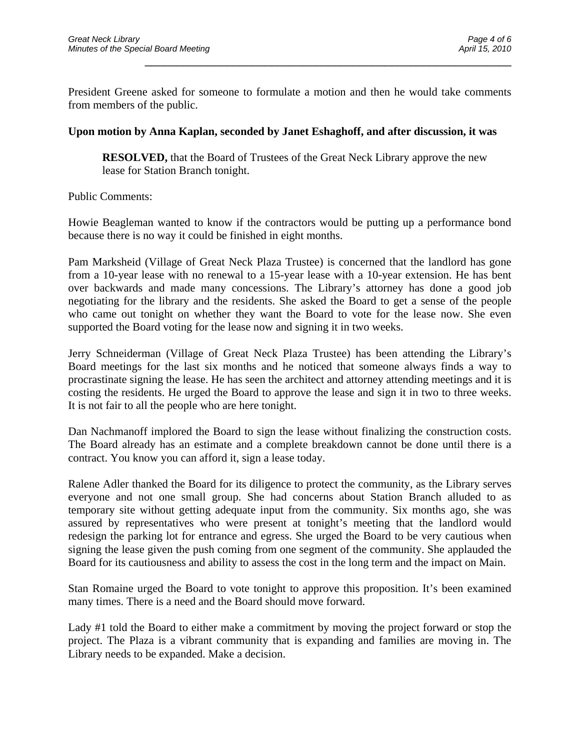President Greene asked for someone to formulate a motion and then he would take comments from members of the public.

**Upon motion by Anna Kaplan, seconded by Janet Eshaghoff, and after discussion, it was**

> **RESOLVED,** that the Board of Trustees of the Great Neck Library approve the new lease for Station Branch tonight.

Public Comments:

Howie Beagleman wanted to know if the contractors would be putting up a performance bond because there is no way it could be finished in eight months.

Pam Marksheid (Village of Great Neck Plaza Trustee) is concerned that the landlord has gone from a 10-year lease with no renewal to a 15-year lease with a 10-year extension. He has bent over backwards and made many concessions. The Library's attorney has done a good job negotiating for the library and the residents. She asked the Board to get a sense of the people who came out tonight on whether they want the Board to vote for the lease now. She even supported the Board voting for the lease now and signing it in two weeks.

Jerry Schneiderman (Village of Great Neck Plaza Trustee) has been attending the Library's Board meetings for the last six months and he noticed that someone always finds a way to procrastinate signing the lease. He has seen the architect and attorney attending meetings and it is costing the residents. He urged the Board to approve the lease and sign it in two to three weeks. It is not fair to all the people who are here tonight.

Dan Nachmanoff implored the Board to sign the lease without finalizing the construction costs. The Board already has an estimate and a complete breakdown cannot be done until there is a contract. You know you can afford it, sign a lease today.

Ralene Adler thanked the Board for its diligence to protect the community, as the Library serves everyone and not one small group. She had concerns about Station Branch alluded to as temporary site without getting adequate input from the community. Six months ago, she was assured by representatives who were present at tonight's meeting that the landlord would redesign the parking lot for entrance and egress. She urged the Board to be very cautious when signing the lease given the push coming from one segment of the community. She applauded the Board for its cautiousness and ability to assess the cost in the long term and the impact on Main.

Stan Romaine urged the Board to vote tonight to approve this proposition. It's been examined many times. There is a need and the Board should move forward.

Lady #1 told the Board to either make a commitment by moving the project forward or stop the project. The Plaza is a vibrant community that is expanding and families are moving in. The Library needs to be expanded. Make a decision.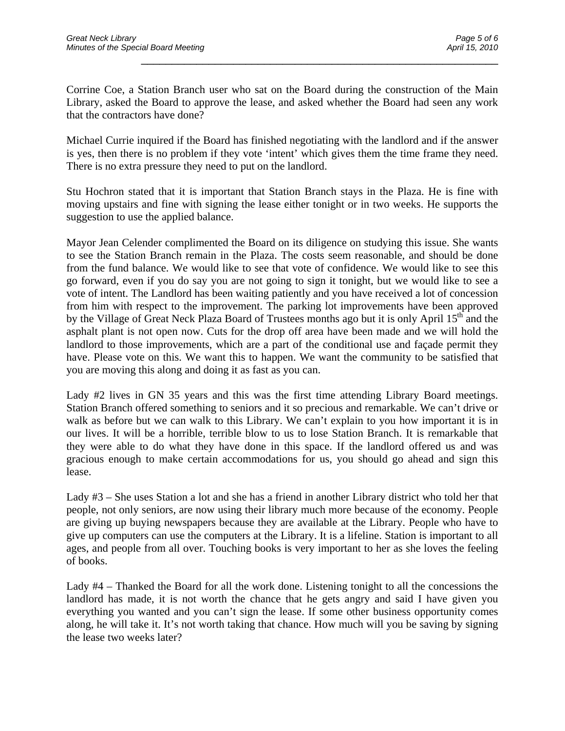Corrine Coe, a Station Branch user who sat on the Board during the construction of the Main Library, asked the Board to approve the lease, and asked whether the Board had seen any work that the contractors have done?

Michael Currie inquired if the Board has finished negotiating with the landlord and if the answer is yes, then there is no problem if they vote 'intent' which gives them the time frame they need. There is no extra pressure they need to put on the landlord.

Stu Hochron stated that it is important that Station Branch stays in the Plaza. He is fine with moving upstairs and fine with signing the lease either tonight or in two weeks. He supports the suggestion to use the applied balance.

Mayor Jean Celender complimented the Board on its diligence on studying this issue. She wants to see the Station Branch remain in the Plaza. The costs seem reasonable, and should be done from the fund balance. We would like to see that vote of confidence. We would like to see this go forward, even if you do say you are not going to sign it tonight, but we would like to see a vote of intent. The Landlord has been waiting patiently and you have received a lot of concession from him with respect to the improvement. The parking lot improvements have been approved by the Village of Great Neck Plaza Board of Trustees months ago but it is only April 15th and the asphalt plant is not open now. Cuts for the drop off area have been made and we will hold the landlord to those improvements, which are a part of the conditional use and façade permit they have. Please vote on this. We want this to happen. We want the community to be satisfied that you are moving this along and doing it as fast as you can.

Lady #2 lives in GN 35 years and this was the first time attending Library Board meetings. Station Branch offered something to seniors and it so precious and remarkable. We can't drive or walk as before but we can walk to this Library. We can't explain to you how important it is in our lives. It will be a horrible, terrible blow to us to lose Station Branch. It is remarkable that they were able to do what they have done in this space. If the landlord offered us and was gracious enough to make certain accommodations for us, you should go ahead and sign this lease.

Lady #3 – She uses Station a lot and she has a friend in another Library district who told her that people, not only seniors, are now using their library much more because of the economy. People are giving up buying newspapers because they are available at the Library. People who have to give up computers can use the computers at the Library. It is a lifeline. Station is important to all ages, and people from all over. Touching books is very important to her as she loves the feeling of books.

Lady #4 – Thanked the Board for all the work done. Listening tonight to all the concessions the landlord has made, it is not worth the chance that he gets angry and said I have given you everything you wanted and you can't sign the lease. If some other business opportunity comes along, he will take it. It's not worth taking that chance. How much will you be saving by signing the lease two weeks later?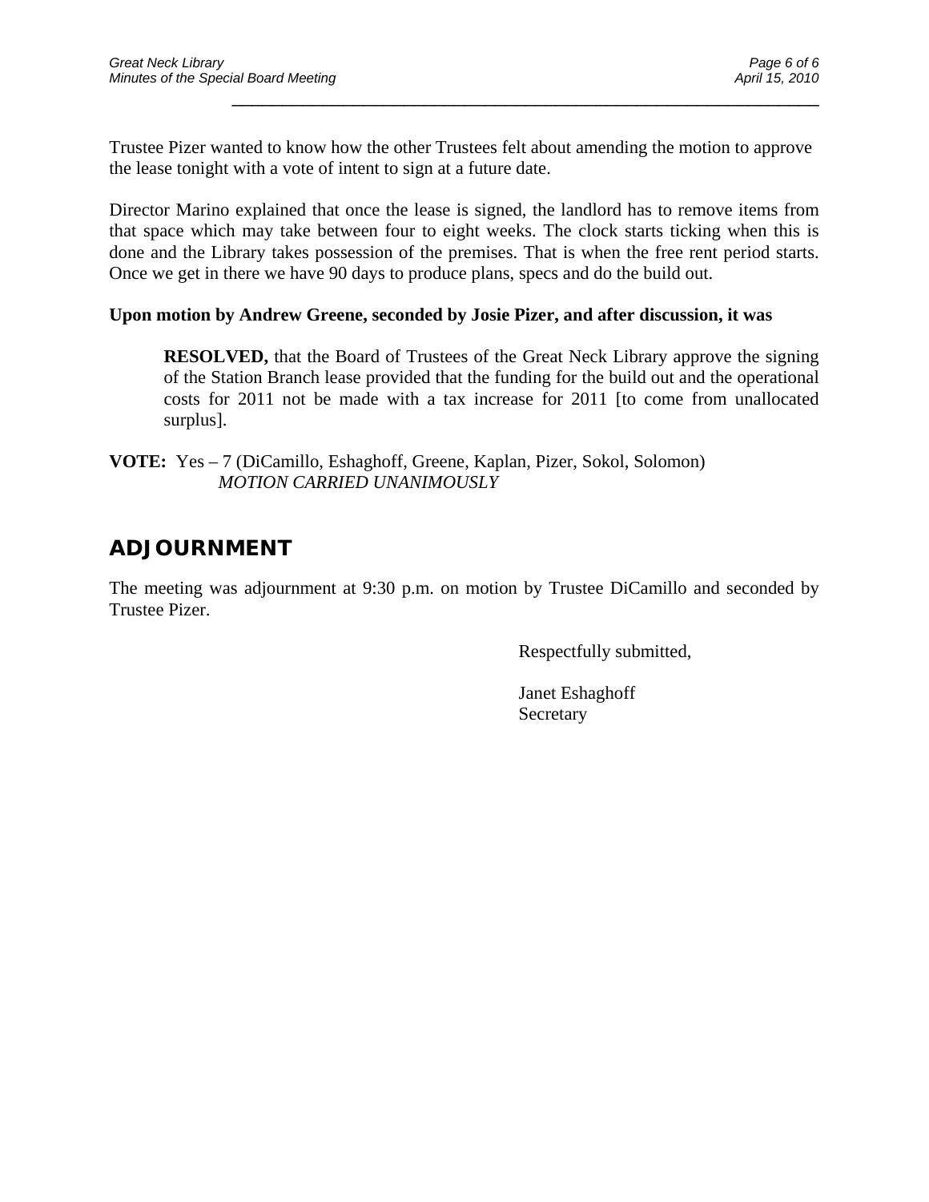Trustee Pizer wanted to know how the other Trustees felt about amending the motion to approve the lease tonight with a vote of intent to sign at a future date.

Director Marino explained that once the lease is signed, the landlord has to remove items from that space which may take between four to eight weeks. The clock starts ticking when this is done and the Library takes possession of the premises. That is when the free rent period starts. Once we get in there we have 90 days to produce plans, specs and do the build out.

**Upon motion by Andrew Greene, seconded by Josie Pizer, and after discussion, it was**

> **RESOLVED,** that the Board of Trustees of the Great Neck Library approve the signing of the Station Branch lease provided that the funding for the build out and the operational costs for 2011 not be made with a tax increase for 2011 [to come from unallocated surplus].

**VOTE:** Yes – 7 (DiCamillo, Eshaghoff, Greene, Kaplan, Pizer, Sokol, Solomon)
*MOTION CARRIED UNANIMOUSLY*

## ADJOURNMENT

The meeting was adjournment at 9:30 p.m. on motion by Trustee DiCamillo and seconded by Trustee Pizer.

Respectfully submitted,

Janet Eshaghoff
Secretary